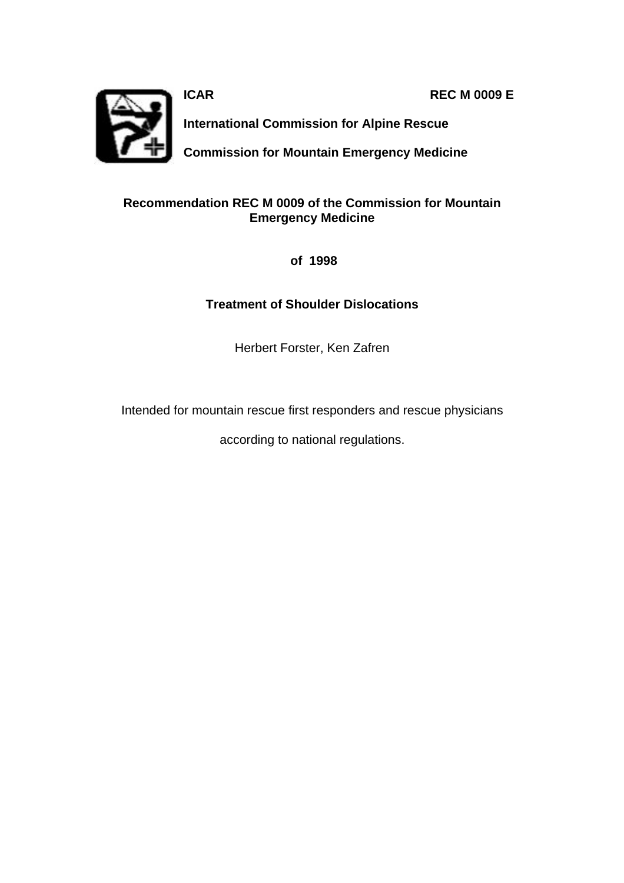**ICAR** **REC M 0009 E**

**International Commission for Alpine Rescue**

**Commission for Mountain Emergency Medicine**

# Recommendation REC M 0009 of the Commission for Mountain Emergency Medicine

**of 1998**

## Treatment of Shoulder Dislocations

Herbert Forster, Ken Zafren

Intended for mountain rescue first responders and rescue physicians

according to national regulations.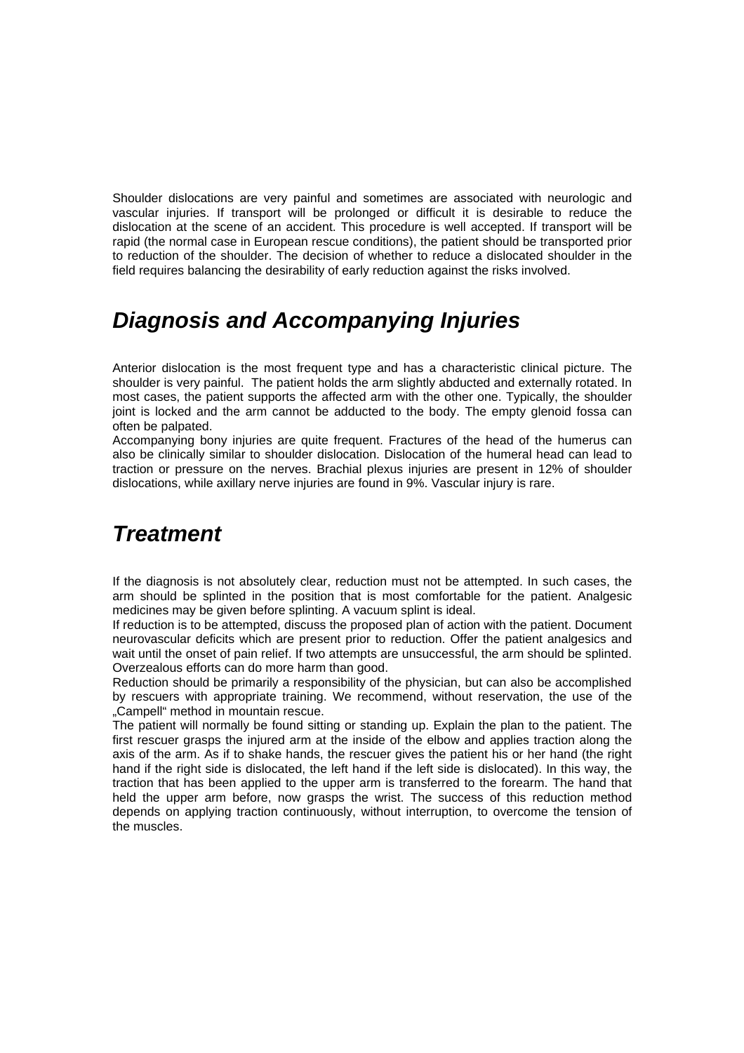Shoulder dislocations are very painful and sometimes are associated with neurologic and vascular injuries. If transport will be prolonged or difficult it is desirable to reduce the dislocation at the scene of an accident. This procedure is well accepted. If transport will be rapid (the normal case in European rescue conditions), the patient should be transported prior to reduction of the shoulder. The decision of whether to reduce a dislocated shoulder in the field requires balancing the desirability of early reduction against the risks involved.

## *Diagnosis and Accompanying Injuries*

Anterior dislocation is the most frequent type and has a characteristic clinical picture. The shoulder is very painful. The patient holds the arm slightly abducted and externally rotated. In most cases, the patient supports the affected arm with the other one. Typically, the shoulder joint is locked and the arm cannot be adducted to the body. The empty glenoid fossa can often be palpated.

Accompanying bony injuries are quite frequent. Fractures of the head of the humerus can also be clinically similar to shoulder dislocation. Dislocation of the humeral head can lead to traction or pressure on the nerves. Brachial plexus injuries are present in 12% of shoulder dislocations, while axillary nerve injuries are found in 9%. Vascular injury is rare.

## *Treatment*

If the diagnosis is not absolutely clear, reduction must not be attempted. In such cases, the arm should be splinted in the position that is most comfortable for the patient. Analgesic medicines may be given before splinting. A vacuum splint is ideal.

If reduction is to be attempted, discuss the proposed plan of action with the patient. Document neurovascular deficits which are present prior to reduction. Offer the patient analgesics and wait until the onset of pain relief. If two attempts are unsuccessful, the arm should be splinted. Overzealous efforts can do more harm than good.

Reduction should be primarily a responsibility of the physician, but can also be accomplished by rescuers with appropriate training. We recommend, without reservation, the use of the „Campell" method in mountain rescue.

The patient will normally be found sitting or standing up. Explain the plan to the patient. The first rescuer grasps the injured arm at the inside of the elbow and applies traction along the axis of the arm. As if to shake hands, the rescuer gives the patient his or her hand (the right hand if the right side is dislocated, the left hand if the left side is dislocated). In this way, the traction that has been applied to the upper arm is transferred to the forearm. The hand that held the upper arm before, now grasps the wrist. The success of this reduction method depends on applying traction continuously, without interruption, to overcome the tension of the muscles.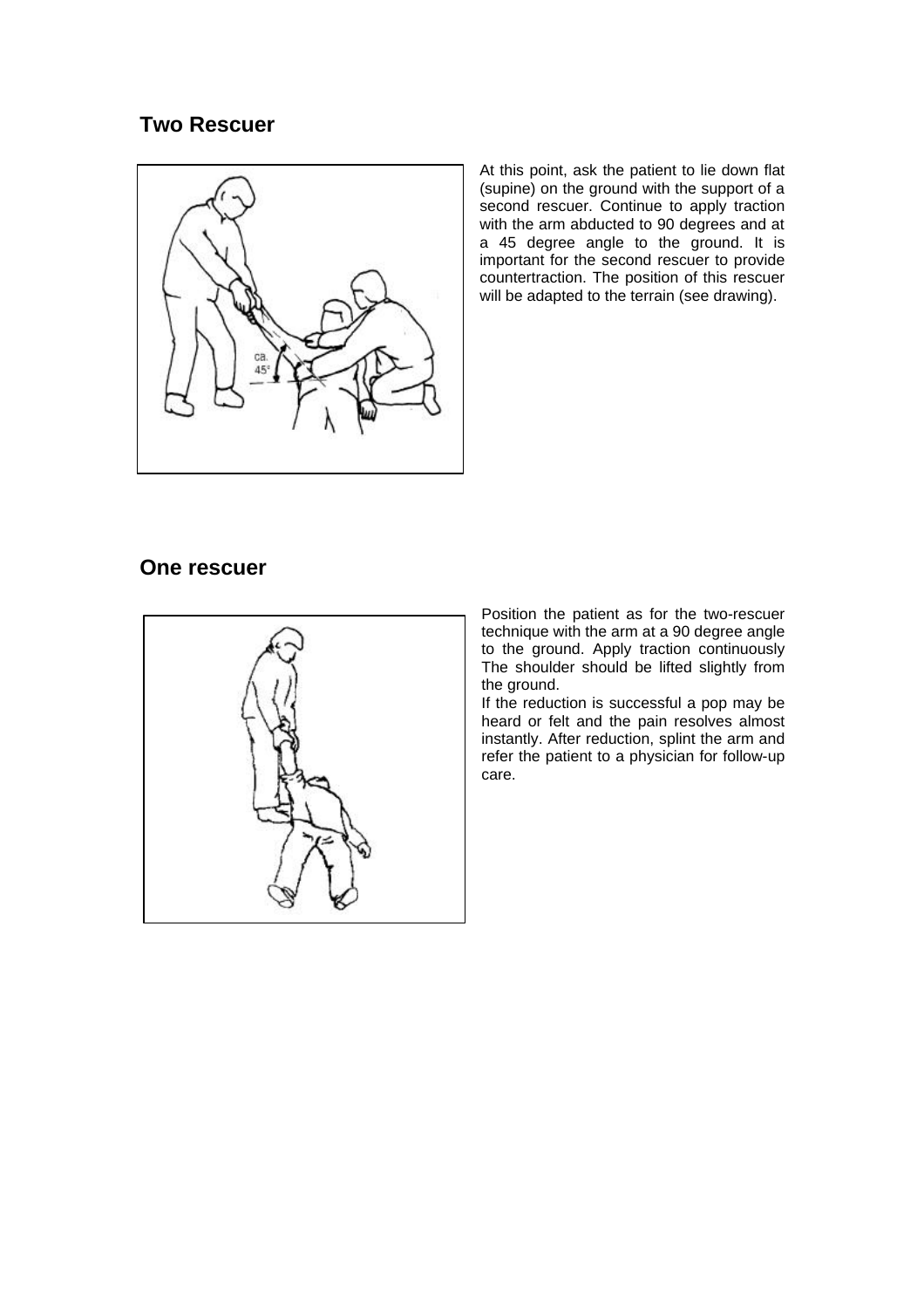## Two Rescuer

ca.
45°

At this point, ask the patient to lie down flat (supine) on the ground with the support of a second rescuer. Continue to apply traction with the arm abducted to 90 degrees and at a 45 degree angle to the ground. It is important for the second rescuer to provide countertraction. The position of this rescuer will be adapted to the terrain (see drawing).

## One rescuer

Position the patient as for the two-rescuer technique with the arm at a 90 degree angle to the ground. Apply traction continuously The shoulder should be lifted slightly from the ground.

If the reduction is successful a pop may be heard or felt and the pain resolves almost instantly. After reduction, splint the arm and refer the patient to a physician for follow-up care.